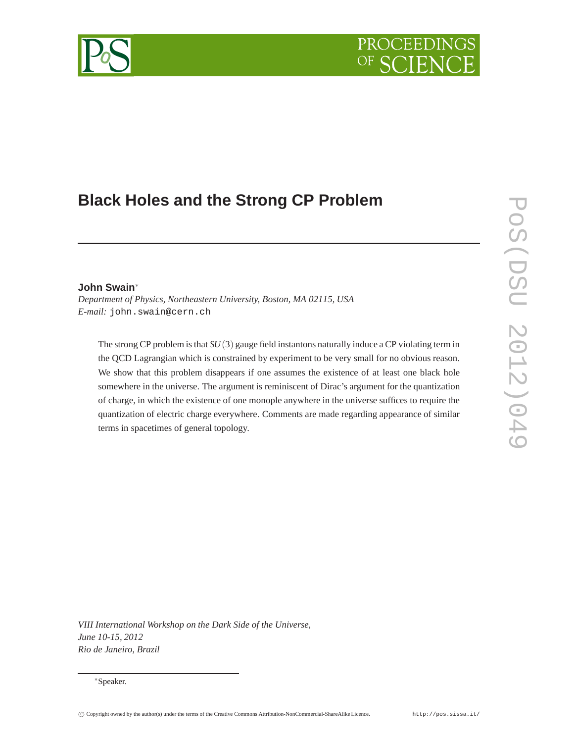# Black Holes and the Strong CP Problem

**John Swain**[*]

*Department of Physics, Northeastern University, Boston, MA 02115, USA*
*E-mail:* john.swain@cern.ch

The strong CP problem is that $SU(3)$ gauge field instantons naturally induce a CP violating term in the QCD Lagrangian which is constrained by experiment to be very small for no obvious reason. We show that this problem disappears if one assumes the existence of at least one black hole somewhere in the universe. The argument is reminiscent of Dirac's argument for the quantization of charge, in which the existence of one monopole anywhere in the universe suffices to require the quantization of electric charge everywhere. Comments are made regarding appearance of similar terms in spacetimes of general topology.

*VIII International Workshop on the Dark Side of the Universe,*
*June 10-15, 2012*
*Rio de Janeiro, Brazil*

[*]Speaker.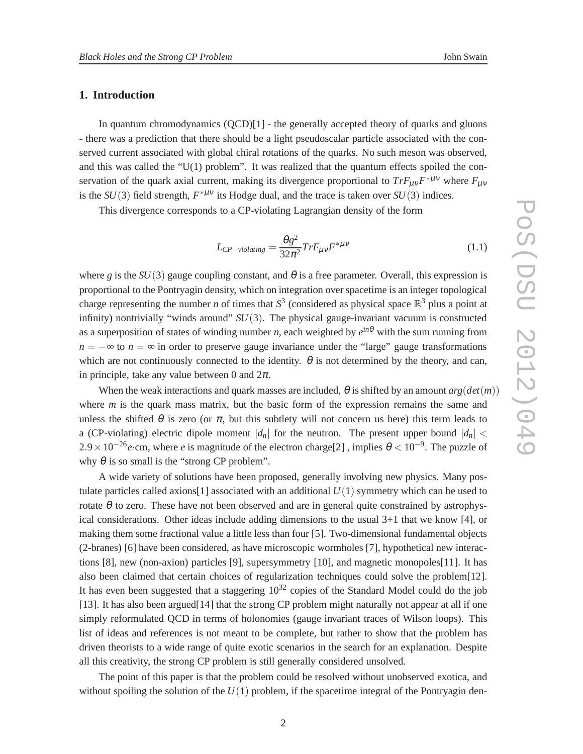## 1. Introduction

In quantum chromodynamics (QCD)[1] - the generally accepted theory of quarks and gluons - there was a prediction that there should be a light pseudoscalar particle associated with the conserved current associated with global chiral rotations of the quarks. No such meson was observed, and this was called the "U(1) problem". It was realized that the quantum effects spoiled the conservation of the quark axial current, making its divergence proportional to $TrF_{\mu\nu}F^{*\mu\nu}$ where $F_{\mu\nu}$ is the $SU(3)$ field strength, $F^{*\mu\nu}$ its Hodge dual, and the trace is taken over $SU(3)$ indices.

This divergence corresponds to a CP-violating Lagrangian density of the form

$$L_{CP-violating} = \frac{\theta g^2}{32\pi^2} TrF_{\mu\nu}F^{*\mu\nu} \tag{1.1}$$

where $g$ is the $SU(3)$ gauge coupling constant, and $\theta$ is a free parameter. Overall, this expression is proportional to the Pontryagin density, which on integration over spacetime is an integer topological charge representing the number $n$ of times that $S^3$ (considered as physical space $\mathbb{R}^3$ plus a point at infinity) nontrivially "winds around" $SU(3)$. The physical gauge-invariant vacuum is constructed as a superposition of states of winding number $n$, each weighted by $e^{in\theta}$ with the sum running from $n = -\infty$ to $n = \infty$ in order to preserve gauge invariance under the "large" gauge transformations which are not continuously connected to the identity. $\theta$ is not determined by the theory, and can, in principle, take any value between 0 and $2\pi$.

When the weak interactions and quark masses are included, $\theta$ is shifted by an amount $arg(det(m))$ where $m$ is the quark mass matrix, but the basic form of the expression remains the same and unless the shifted $\theta$ is zero (or $\pi$, but this subtlety will not concern us here) this term leads to a (CP-violating) electric dipole moment $|d_n|$ for the neutron. The present upper bound $|d_n| < 2.9 \times 10^{-26} e\cdot$cm, where $e$ is magnitude of the electron charge[2] , implies $\theta < 10^{-9}$. The puzzle of why $\theta$ is so small is the "strong CP problem".

A wide variety of solutions have been proposed, generally involving new physics. Many postulate particles called axions[1] associated with an additional $U(1)$ symmetry which can be used to rotate $\theta$ to zero. These have not been observed and are in general quite constrained by astrophysical considerations. Other ideas include adding dimensions to the usual 3+1 that we know [4], or making them some fractional value a little less than four [5]. Two-dimensional fundamental objects (2-branes) [6] have been considered, as have microscopic wormholes [7], hypothetical new interactions [8], new (non-axion) particles [9], supersymmetry [10], and magnetic monopoles[11]. It has also been claimed that certain choices of regularization techniques could solve the problem[12]. It has even been suggested that a staggering $10^{32}$ copies of the Standard Model could do the job [13]. It has also been argued[14] that the strong CP problem might naturally not appear at all if one simply reformulated QCD in terms of holonomies (gauge invariant traces of Wilson loops). This list of ideas and references is not meant to be complete, but rather to show that the problem has driven theorists to a wide range of quite exotic scenarios in the search for an explanation. Despite all this creativity, the strong CP problem is still generally considered unsolved.

The point of this paper is that the problem could be resolved without unobserved exotica, and without spoiling the solution of the $U(1)$ problem, if the spacetime integral of the Pontryagin den-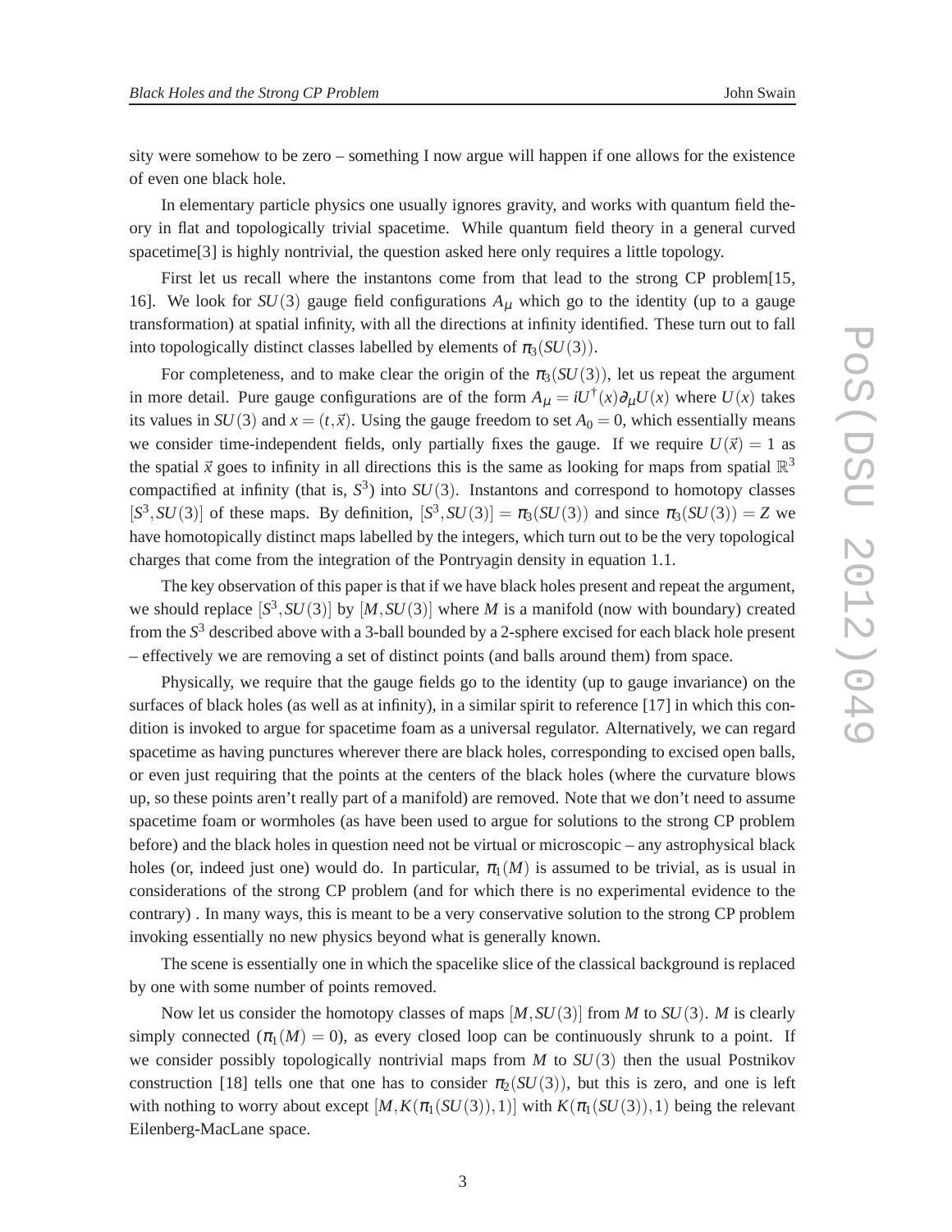sity were somehow to be zero – something I now argue will happen if one allows for the existence of even one black hole.

In elementary particle physics one usually ignores gravity, and works with quantum field theory in flat and topologically trivial spacetime. While quantum field theory in a general curved spacetime[3] is highly nontrivial, the question asked here only requires a little topology.

First let us recall where the instantons come from that lead to the strong CP problem[15, 16]. We look for $SU(3)$ gauge field configurations $A_\mu$ which go to the identity (up to a gauge transformation) at spatial infinity, with all the directions at infinity identified. These turn out to fall into topologically distinct classes labelled by elements of $\pi_3(SU(3))$.

For completeness, and to make clear the origin of the $\pi_3(SU(3))$, let us repeat the argument in more detail. Pure gauge configurations are of the form $A_\mu = iU^\dagger(x)\partial_\mu U(x)$ where $U(x)$ takes its values in $SU(3)$ and $x = (t, \vec{x})$. Using the gauge freedom to set $A_0 = 0$, which essentially means we consider time-independent fields, only partially fixes the gauge. If we require $U(\vec{x}) = 1$ as the spatial $\vec{x}$ goes to infinity in all directions this is the same as looking for maps from spatial $\mathbb{R}^3$ compactified at infinity (that is, $S^3$) into $SU(3)$. Instantons and correspond to homotopy classes $[S^3, SU(3)]$ of these maps. By definition, $[S^3, SU(3)] = \pi_3(SU(3))$ and since $\pi_3(SU(3)) = Z$ we have homotopically distinct maps labelled by the integers, which turn out to be the very topological charges that come from the integration of the Pontryagin density in equation 1.1.

The key observation of this paper is that if we have black holes present and repeat the argument, we should replace $[S^3, SU(3)]$ by $[M, SU(3)]$ where $M$ is a manifold (now with boundary) created from the $S^3$ described above with a 3-ball bounded by a 2-sphere excised for each black hole present – effectively we are removing a set of distinct points (and balls around them) from space.

Physically, we require that the gauge fields go to the identity (up to gauge invariance) on the surfaces of black holes (as well as at infinity), in a similar spirit to reference [17] in which this condition is invoked to argue for spacetime foam as a universal regulator. Alternatively, we can regard spacetime as having punctures wherever there are black holes, corresponding to excised open balls, or even just requiring that the points at the centers of the black holes (where the curvature blows up, so these points aren't really part of a manifold) are removed. Note that we don't need to assume spacetime foam or wormholes (as have been used to argue for solutions to the strong CP problem before) and the black holes in question need not be virtual or microscopic – any astrophysical black holes (or, indeed just one) would do. In particular, $\pi_1(M)$ is assumed to be trivial, as is usual in considerations of the strong CP problem (and for which there is no experimental evidence to the contrary) . In many ways, this is meant to be a very conservative solution to the strong CP problem invoking essentially no new physics beyond what is generally known.

The scene is essentially one in which the spacelike slice of the classical background is replaced by one with some number of points removed.

Now let us consider the homotopy classes of maps $[M, SU(3)]$ from $M$ to $SU(3)$. $M$ is clearly simply connected ($\pi_1(M) = 0$), as every closed loop can be continuously shrunk to a point. If we consider possibly topologically nontrivial maps from $M$ to $SU(3)$ then the usual Postnikov construction [18] tells one that one has to consider $\pi_2(SU(3))$, but this is zero, and one is left with nothing to worry about except $[M, K(\pi_1(SU(3)), 1)]$ with $K(\pi_1(SU(3)), 1)$ being the relevant Eilenberg-MacLane space.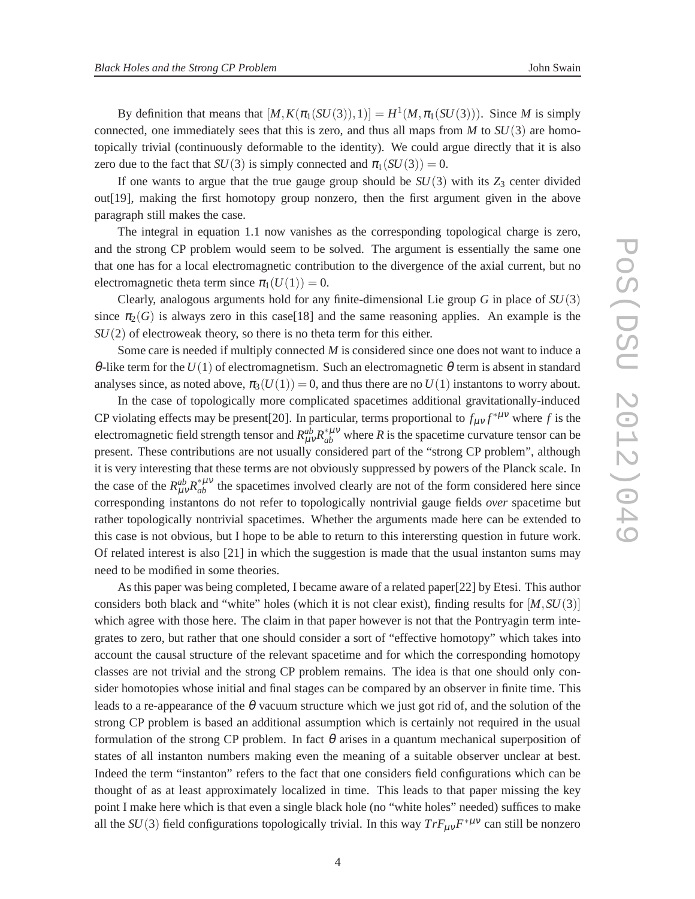By definition that means that $[M, K(\pi_1(SU(3)), 1)] = H^1(M, \pi_1(SU(3)))$. Since $M$ is simply connected, one immediately sees that this is zero, and thus all maps from $M$ to $SU(3)$ are homotopically trivial (continuously deformable to the identity). We could argue directly that it is also zero due to the fact that $SU(3)$ is simply connected and $\pi_1(SU(3)) = 0$.

If one wants to argue that the true gauge group should be $SU(3)$ with its $Z_3$ center divided out[19], making the first homotopy group nonzero, then the first argument given in the above paragraph still makes the case.

The integral in equation 1.1 now vanishes as the corresponding topological charge is zero, and the strong CP problem would seem to be solved. The argument is essentially the same one that one has for a local electromagnetic contribution to the divergence of the axial current, but no electromagnetic theta term since $\pi_1(U(1)) = 0$.

Clearly, analogous arguments hold for any finite-dimensional Lie group $G$ in place of $SU(3)$ since $\pi_2(G)$ is always zero in this case[18] and the same reasoning applies. An example is the $SU(2)$ of electroweak theory, so there is no theta term for this either.

Some care is needed if multiply connected $M$ is considered since one does not want to induce a $\theta$-like term for the $U(1)$ of electromagnetism. Such an electromagnetic $\theta$ term is absent in standard analyses since, as noted above, $\pi_3(U(1)) = 0$, and thus there are no $U(1)$ instantons to worry about.

In the case of topologically more complicated spacetimes additional gravitationally-induced CP violating effects may be present[20]. In particular, terms proportional to $f_{\mu\nu} f^{*\mu\nu}$ where $f$ is the electromagnetic field strength tensor and $R^{ab}_{\mu\nu} R^{*\mu\nu}_{ab}$ where $R$ is the spacetime curvature tensor can be present. These contributions are not usually considered part of the "strong CP problem", although it is very interesting that these terms are not obviously suppressed by powers of the Planck scale. In the case of the $R^{ab}_{\mu\nu} R^{*\mu\nu}_{ab}$ the spacetimes involved clearly are not of the form considered here since corresponding instantons do not refer to topologically nontrivial gauge fields *over* spacetime but rather topologically nontrivial spacetimes. Whether the arguments made here can be extended to this case is not obvious, but I hope to be able to return to this interersting question in future work. Of related interest is also [21] in which the suggestion is made that the usual instanton sums may need to be modified in some theories.

As this paper was being completed, I became aware of a related paper[22] by Etesi. This author considers both black and "white" holes (which it is not clear exist), finding results for $[M, SU(3)]$ which agree with those here. The claim in that paper however is not that the Pontryagin term integrates to zero, but rather that one should consider a sort of "effective homotopy" which takes into account the causal structure of the relevant spacetime and for which the corresponding homotopy classes are not trivial and the strong CP problem remains. The idea is that one should only consider homotopies whose initial and final stages can be compared by an observer in finite time. This leads to a re-appearance of the $\theta$ vacuum structure which we just got rid of, and the solution of the strong CP problem is based an additional assumption which is certainly not required in the usual formulation of the strong CP problem. In fact $\theta$ arises in a quantum mechanical superposition of states of all instanton numbers making even the meaning of a suitable observer unclear at best. Indeed the term "instanton" refers to the fact that one considers field configurations which can be thought of as at least approximately localized in time. This leads to that paper missing the key point I make here which is that even a single black hole (no "white holes" needed) suffices to make all the $SU(3)$ field configurations topologically trivial. In this way $TrF_{\mu\nu}F^{*\mu\nu}$ can still be nonzero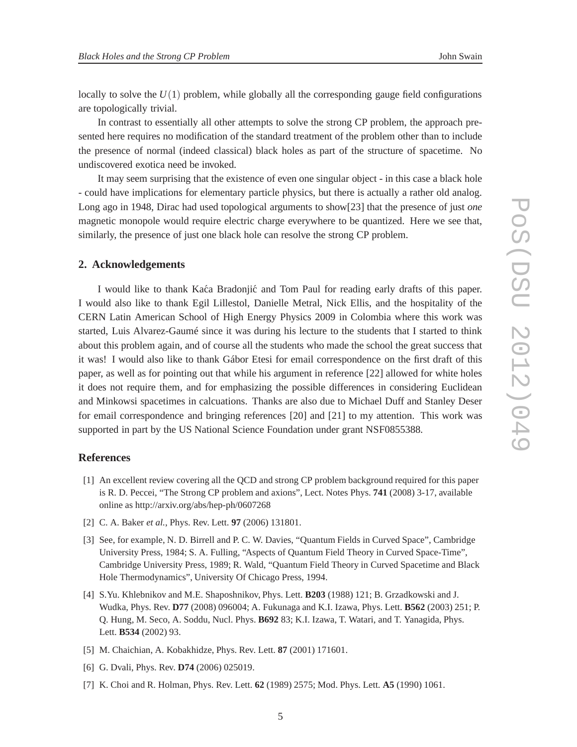locally to solve the $U(1)$ problem, while globally all the corresponding gauge field configurations are topologically trivial.

In contrast to essentially all other attempts to solve the strong CP problem, the approach presented here requires no modification of the standard treatment of the problem other than to include the presence of normal (indeed classical) black holes as part of the structure of spacetime. No undiscovered exotica need be invoked.

It may seem surprising that the existence of even one singular object - in this case a black hole - could have implications for elementary particle physics, but there is actually a rather old analog. Long ago in 1948, Dirac had used topological arguments to show[23] that the presence of just *one* magnetic monopole would require electric charge everywhere to be quantized. Here we see that, similarly, the presence of just one black hole can resolve the strong CP problem.

## 2. Acknowledgements

I would like to thank Kaća Bradonjić and Tom Paul for reading early drafts of this paper. I would also like to thank Egil Lillestol, Danielle Metral, Nick Ellis, and the hospitality of the CERN Latin American School of High Energy Physics 2009 in Colombia where this work was started, Luis Alvarez-Gaumé since it was during his lecture to the students that I started to think about this problem again, and of course all the students who made the school the great success that it was! I would also like to thank Gábor Etesi for email correspondence on the first draft of this paper, as well as for pointing out that while his argument in reference [22] allowed for white holes it does not require them, and for emphasizing the possible differences in considering Euclidean and Minkowsi spacetimes in calcuations. Thanks are also due to Michael Duff and Stanley Deser for email correspondence and bringing references [20] and [21] to my attention. This work was supported in part by the US National Science Foundation under grant NSF0855388.

## References

[1] An excellent review covering all the QCD and strong CP problem background required for this paper is R. D. Peccei, "The Strong CP problem and axions", Lect. Notes Phys. **741** (2008) 3-17, available online as http://arxiv.org/abs/hep-ph/0607268

[2] C. A. Baker *et al.*, Phys. Rev. Lett. **97** (2006) 131801.

[3] See, for example, N. D. Birrell and P. C. W. Davies, "Quantum Fields in Curved Space", Cambridge University Press, 1984; S. A. Fulling, "Aspects of Quantum Field Theory in Curved Space-Time", Cambridge University Press, 1989; R. Wald, "Quantum Field Theory in Curved Spacetime and Black Hole Thermodynamics", University Of Chicago Press, 1994.

[4] S.Yu. Khlebnikov and M.E. Shaposhnikov, Phys. Lett. **B203** (1988) 121; B. Grzadkowski and J. Wudka, Phys. Rev. **D77** (2008) 096004; A. Fukunaga and K.I. Izawa, Phys. Lett. **B562** (2003) 251; P. Q. Hung, M. Seco, A. Soddu, Nucl. Phys. **B692** 83; K.I. Izawa, T. Watari, and T. Yanagida, Phys. Lett. **B534** (2002) 93.

[5] M. Chaichian, A. Kobakhidze, Phys. Rev. Lett. **87** (2001) 171601.

[6] G. Dvali, Phys. Rev. **D74** (2006) 025019.

[7] K. Choi and R. Holman, Phys. Rev. Lett. **62** (1989) 2575; Mod. Phys. Lett. **A5** (1990) 1061.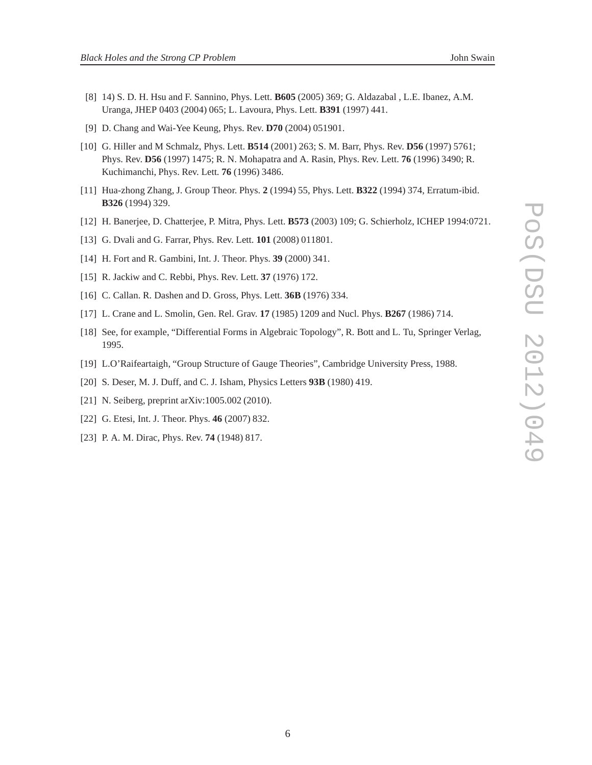[8] 14) S. D. H. Hsu and F. Sannino, Phys. Lett. **B605** (2005) 369; G. Aldazabal , L.E. Ibanez, A.M. Uranga, JHEP 0403 (2004) 065; L. Lavoura, Phys. Lett. **B391** (1997) 441.

[9] D. Chang and Wai-Yee Keung, Phys. Rev. **D70** (2004) 051901.

[10] G. Hiller and M Schmalz, Phys. Lett. **B514** (2001) 263; S. M. Barr, Phys. Rev. **D56** (1997) 5761; Phys. Rev. **D56** (1997) 1475; R. N. Mohapatra and A. Rasin, Phys. Rev. Lett. **76** (1996) 3490; R. Kuchimanchi, Phys. Rev. Lett. **76** (1996) 3486.

[11] Hua-zhong Zhang, J. Group Theor. Phys. **2** (1994) 55, Phys. Lett. **B322** (1994) 374, Erratum-ibid. **B326** (1994) 329.

[12] H. Banerjee, D. Chatterjee, P. Mitra, Phys. Lett. **B573** (2003) 109; G. Schierholz, ICHEP 1994:0721.

[13] G. Dvali and G. Farrar, Phys. Rev. Lett. **101** (2008) 011801.

[14] H. Fort and R. Gambini, Int. J. Theor. Phys. **39** (2000) 341.

[15] R. Jackiw and C. Rebbi, Phys. Rev. Lett. **37** (1976) 172.

[16] C. Callan. R. Dashen and D. Gross, Phys. Lett. **36B** (1976) 334.

[17] L. Crane and L. Smolin, Gen. Rel. Grav. **17** (1985) 1209 and Nucl. Phys. **B267** (1986) 714.

[18] See, for example, "Differential Forms in Algebraic Topology", R. Bott and L. Tu, Springer Verlag, 1995.

[19] L.O'Raifeartaigh, "Group Structure of Gauge Theories", Cambridge University Press, 1988.

[20] S. Deser, M. J. Duff, and C. J. Isham, Physics Letters **93B** (1980) 419.

[21] N. Seiberg, preprint arXiv:1005.002 (2010).

[22] G. Etesi, Int. J. Theor. Phys. **46** (2007) 832.

[23] P. A. M. Dirac, Phys. Rev. **74** (1948) 817.